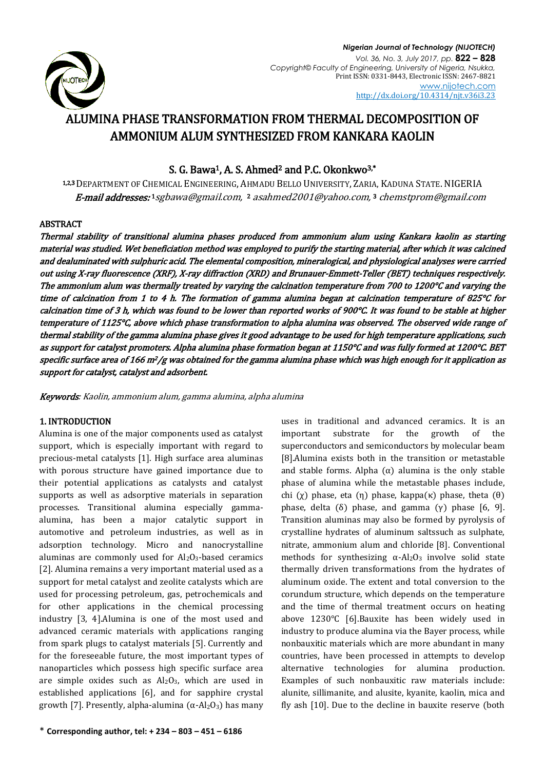# ALUMINA PHASE TRANSFORMATION FROM THERMAL DECOMPOSITION OF AMMONIUM ALUM SYNTHESIZED FROM KANKARA KAOLIN

**S. G. Bawa[1], A. S. Ahmed[2] and P.C. Okonkwo[3,*]**

[1,2,3] DEPARTMENT OF CHEMICAL ENGINEERING, AHMADU BELLO UNIVERSITY, ZARIA, KADUNA STATE. NIGERIA
*E-mail addresses:* [1] sgbawa@gmail.com, [2] asahmed2001@yahoo.com, [3] chemstprom@gmail.com

## ABSTRACT

***Thermal stability of transitional alumina phases produced from ammonium alum using Kankara kaolin as starting material was studied. Wet beneficiation method was employed to purify the starting material, after which it was calcined and dealuminated with sulphuric acid. The elemental composition, mineralogical, and physiological analyses were carried out using X-ray fluorescence (XRF), X-ray diffraction (XRD) and Brunauer-Emmett-Teller (BET) techniques respectively. The ammonium alum was thermally treated by varying the calcination temperature from 700 to 1200°C and varying the time of calcination from 1 to 4 h. The formation of gamma alumina began at calcination temperature of 825°C for calcination time of 3 h, which was found to be lower than reported works of 900°C. It was found to be stable at higher temperature of 1125°C, above which phase transformation to alpha alumina was observed. The observed wide range of thermal stability of the gamma alumina phase gives it good advantage to be used for high temperature applications, such as support for catalyst promoters. Alpha alumina phase formation began at 1150°C and was fully formed at 1200°C. BET specific surface area of 166 m²/g was obtained for the gamma alumina phase which was high enough for it application as support for catalyst, catalyst and adsorbent.***

***Keywords**: Kaolin, ammonium alum, gamma alumina, alpha alumina*

## 1. INTRODUCTION

Alumina is one of the major components used as catalyst support, which is especially important with regard to precious-metal catalysts [1]. High surface area aluminas with porous structure have gained importance due to their potential applications as catalysts and catalyst supports as well as adsorptive materials in separation processes. Transitional alumina especially gamma-alumina, has been a major catalytic support in automotive and petroleum industries, as well as in adsorption technology. Micro and nanocrystalline aluminas are commonly used for $Al_2O_3$-based ceramics [2]. Alumina remains a very important material used as a support for metal catalyst and zeolite catalysts which are used for processing petroleum, gas, petrochemicals and for other applications in the chemical processing industry [3, 4].Alumina is one of the most used and advanced ceramic materials with applications ranging from spark plugs to catalyst materials [5]. Currently and for the foreseeable future, the most important types of nanoparticles which possess high specific surface area are simple oxides such as $Al_2O_3$, which are used in established applications [6], and for sapphire crystal growth [7]. Presently, alpha-alumina ($\alpha$-$Al_2O_3$) has many uses in traditional and advanced ceramics. It is an important substrate for the growth of the superconductors and semiconductors by molecular beam [8].Alumina exists both in the transition or metastable and stable forms. Alpha ($\alpha$) alumina is the only stable phase of alumina while the metastable phases include, chi ($\chi$) phase, eta ($\eta$) phase, kappa($\kappa$) phase, theta ($\theta$) phase, delta ($\delta$) phase, and gamma ($\gamma$) phase [6, 9]. Transition aluminas may also be formed by pyrolysis of crystalline hydrates of aluminum saltssuch as sulphate, nitrate, ammonium alum and chloride [8]. Conventional methods for synthesizing $\alpha$-$Al_2O_3$ involve solid state thermally driven transformations from the hydrates of aluminum oxide. The extent and total conversion to the corundum structure, which depends on the temperature and the time of thermal treatment occurs on heating above 1230°C [6].Bauxite has been widely used in industry to produce alumina via the Bayer process, while nonbauxitic materials which are more abundant in many countries, have been processed in attempts to develop alternative technologies for alumina production. Examples of such nonbauxitic raw materials include: alunite, sillimanite, and alusite, kyanite, kaolin, mica and fly ash [10]. Due to the decline in bauxite reserve (both

\* **Corresponding author, tel: + 234 – 803 – 451 – 6186**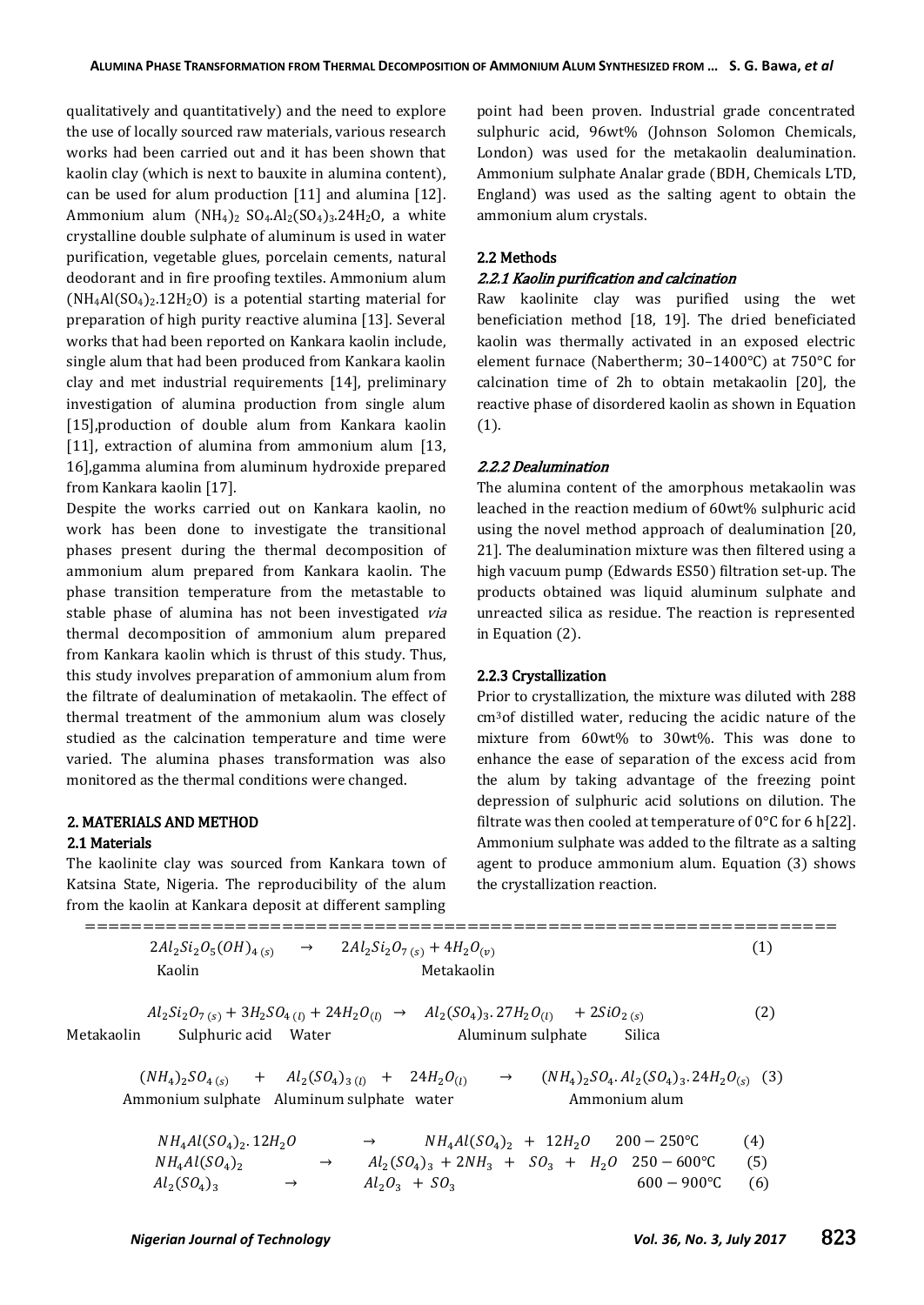qualitatively and quantitatively) and the need to explore the use of locally sourced raw materials, various research works had been carried out and it has been shown that kaolin clay (which is next to bauxite in alumina content), can be used for alum production [11] and alumina [12]. Ammonium alum $(NH_4)_2SO_4.Al_2(SO_4)_3.24H_2O$, a white crystalline double sulphate of aluminum is used in water purification, vegetable glues, porcelain cements, natural deodorant and in fire proofing textiles. Ammonium alum $(NH_4Al(SO_4)_2.12H_2O)$ is a potential starting material for preparation of high purity reactive alumina [13]. Several works that had been reported on Kankara kaolin include, single alum that had been produced from Kankara kaolin clay and met industrial requirements [14], preliminary investigation of alumina production from single alum [15],production of double alum from Kankara kaolin [11], extraction of alumina from ammonium alum [13, 16],gamma alumina from aluminum hydroxide prepared from Kankara kaolin [17].

Despite the works carried out on Kankara kaolin, no work has been done to investigate the transitional phases present during the thermal decomposition of ammonium alum prepared from Kankara kaolin. The phase transition temperature from the metastable to stable phase of alumina has not been investigated *via* thermal decomposition of ammonium alum prepared from Kankara kaolin which is thrust of this study. Thus, this study involves preparation of ammonium alum from the filtrate of dealumination of metakaolin. The effect of thermal treatment of the ammonium alum was closely studied as the calcination temperature and time were varied. The alumina phases transformation was also monitored as the thermal conditions were changed.

## 2. MATERIALS AND METHOD

### 2.1 Materials

The kaolinite clay was sourced from Kankara town of Katsina State, Nigeria. The reproducibility of the alum from the kaolin at Kankara deposit at different sampling point had been proven. Industrial grade concentrated sulphuric acid, 96wt% (Johnson Solomon Chemicals, London) was used for the metakaolin dealumination. Ammonium sulphate Analar grade (BDH, Chemicals LTD, England) was used as the salting agent to obtain the ammonium alum crystals.

### 2.2 Methods

#### *2.2.1 Kaolin purification and calcination*

Raw kaolinite clay was purified using the wet beneficiation method [18, 19]. The dried beneficiated kaolin was thermally activated in an exposed electric element furnace (Nabertherm; 30–1400°C) at 750°C for calcination time of 2h to obtain metakaolin [20], the reactive phase of disordered kaolin as shown in Equation (1).

#### *2.2.2 Dealumination*

The alumina content of the amorphous metakaolin was leached in the reaction medium of 60wt% sulphuric acid using the novel method approach of dealumination [20, 21]. The dealumination mixture was then filtered using a high vacuum pump (Edwards ES50) filtration set-up. The products obtained was liquid aluminum sulphate and unreacted silica as residue. The reaction is represented in Equation (2).

#### *2.2.3 Crystallization*

Prior to crystallization, the mixture was diluted with 288 cm$^3$of distilled water, reducing the acidic nature of the mixture from 60wt% to 30wt%. This was done to enhance the ease of separation of the excess acid from the alum by taking advantage of the freezing point depression of sulphuric acid solutions on dilution. The filtrate was then cooled at temperature of 0°C for 6 h[22]. Ammonium sulphate was added to the filtrate as a salting agent to produce ammonium alum. Equation (3) shows the crystallization reaction.

$$\underset{\text{Kaolin}}{2Al_2Si_2O_5(OH)_{4\,(s)}} \rightarrow \underset{\text{Metakaolin}}{2Al_2Si_2O_{7\,(s)}} + 4H_2O_{(v)} \quad (1)$$

$$\underset{\text{Metakaolin}}{Al_2Si_2O_{7\,(s)}} + \underset{\text{Sulphuric acid}}{3H_2SO_{4\,(l)}} + \underset{\text{Water}}{24H_2O_{(l)}} \rightarrow \underset{\text{Aluminum sulphate}}{Al_2(SO_4)_3.27H_2O_{(l)}} + \underset{\text{Silica}}{2SiO_{2\,(s)}} \quad (2)$$

$$\underset{\text{Ammonium sulphate}}{(NH_4)_2SO_{4\,(s)}} + \underset{\text{Aluminum sulphate}}{Al_2(SO_4)_{3\,(l)}} + \underset{\text{water}}{24H_2O_{(l)}} \rightarrow \underset{\text{Ammonium alum}}{(NH_4)_2SO_4.Al_2(SO_4)_3.24H_2O_{(s)}} \quad (3)$$

$$NH_4Al(SO_4)_2.12H_2O \rightarrow NH_4Al(SO_4)_2 + 12H_2O \quad 200-250°C \quad (4)$$

$$NH_4Al(SO_4)_2 \rightarrow Al_2(SO_4)_3 + 2NH_3 + SO_3 + H_2O \quad 250-600°C \quad (5)$$

$$Al_2(SO_4)_3 \rightarrow Al_2O_3 + SO_3 \quad 600-900°C \quad (6)$$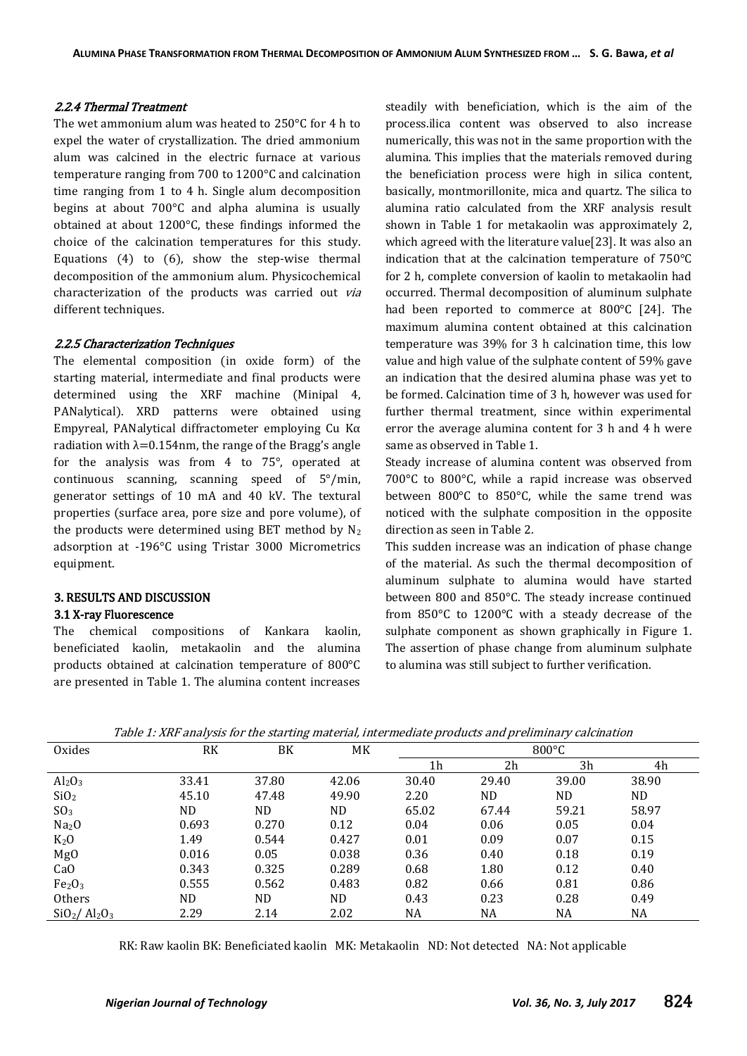### *2.2.4 Thermal Treatment*

The wet ammonium alum was heated to 250°C for 4 h to expel the water of crystallization. The dried ammonium alum was calcined in the electric furnace at various temperature ranging from 700 to 1200°C and calcination time ranging from 1 to 4 h. Single alum decomposition begins at about 700°C and alpha alumina is usually obtained at about 1200°C, these findings informed the choice of the calcination temperatures for this study. Equations (4) to (6), show the step-wise thermal decomposition of the ammonium alum. Physicochemical characterization of the products was carried out *via* different techniques.

### *2.2.5 Characterization Techniques*

The elemental composition (in oxide form) of the starting material, intermediate and final products were determined using the XRF machine (Minipal 4, PANalytical). XRD patterns were obtained using Empyreal, PANalytical diffractometer employing Cu Kα radiation with λ=0.154nm, the range of the Bragg's angle for the analysis was from 4 to 75°, operated at continuous scanning, scanning speed of 5°/min, generator settings of 10 mA and 40 kV. The textural properties (surface area, pore size and pore volume), of the products were determined using BET method by $N_2$ adsorption at -196°C using Tristar 3000 Micrometrics equipment.

## 3. RESULTS AND DISCUSSION

### 3.1 X-ray Fluorescence

The chemical compositions of Kankara kaolin, beneficiated kaolin, metakaolin and the alumina products obtained at calcination temperature of 800°C are presented in Table 1. The alumina content increases steadily with beneficiation, which is the aim of the process.ilica content was observed to also increase numerically, this was not in the same proportion with the alumina. This implies that the materials removed during the beneficiation process were high in silica content, basically, montmorillonite, mica and quartz. The silica to alumina ratio calculated from the XRF analysis result shown in Table 1 for metakaolin was approximately 2, which agreed with the literature value[23]. It was also an indication that at the calcination temperature of 750°C for 2 h, complete conversion of kaolin to metakaolin had occurred. Thermal decomposition of aluminum sulphate had been reported to commerce at 800°C [24]. The maximum alumina content obtained at this calcination temperature was 39% for 3 h calcination time, this low value and high value of the sulphate content of 59% gave an indication that the desired alumina phase was yet to be formed. Calcination time of 3 h, however was used for further thermal treatment, since within experimental error the average alumina content for 3 h and 4 h were same as observed in Table 1.

Steady increase of alumina content was observed from 700°C to 800°C, while a rapid increase was observed between 800°C to 850°C, while the same trend was noticed with the sulphate composition in the opposite direction as seen in Table 2.

This sudden increase was an indication of phase change of the material. As such the thermal decomposition of aluminum sulphate to alumina would have started between 800 and 850°C. The steady increase continued from 850°C to 1200°C with a steady decrease of the sulphate component as shown graphically in Figure 1. The assertion of phase change from aluminum sulphate to alumina was still subject to further verification.

*Table 1: XRF analysis for the starting material, intermediate products and preliminary calcination*

| Oxides | RK | BK | MK | 800°C | | | |
|---|---|---|---|---|---|---|---|
| | | | | 1h | 2h | 3h | 4h |
| $Al_2O_3$ | 33.41 | 37.80 | 42.06 | 30.40 | 29.40 | 39.00 | 38.90 |
| $SiO_2$ | 45.10 | 47.48 | 49.90 | 2.20 | ND | ND | ND |
| $SO_3$ | ND | ND | ND | 65.02 | 67.44 | 59.21 | 58.97 |
| $Na_2O$ | 0.693 | 0.270 | 0.12 | 0.04 | 0.06 | 0.05 | 0.04 |
| $K_2O$ | 1.49 | 0.544 | 0.427 | 0.01 | 0.09 | 0.07 | 0.15 |
| MgO | 0.016 | 0.05 | 0.038 | 0.36 | 0.40 | 0.18 | 0.19 |
| CaO | 0.343 | 0.325 | 0.289 | 0.68 | 1.80 | 0.12 | 0.40 |
| $Fe_2O_3$ | 0.555 | 0.562 | 0.483 | 0.82 | 0.66 | 0.81 | 0.86 |
| Others | ND | ND | ND | 0.43 | 0.23 | 0.28 | 0.49 |
| $SiO_2/Al_2O_3$ | 2.29 | 2.14 | 2.02 | NA | NA | NA | NA |

RK: Raw kaolin BK: Beneficiated kaolin MK: Metakaolin ND: Not detected NA: Not applicable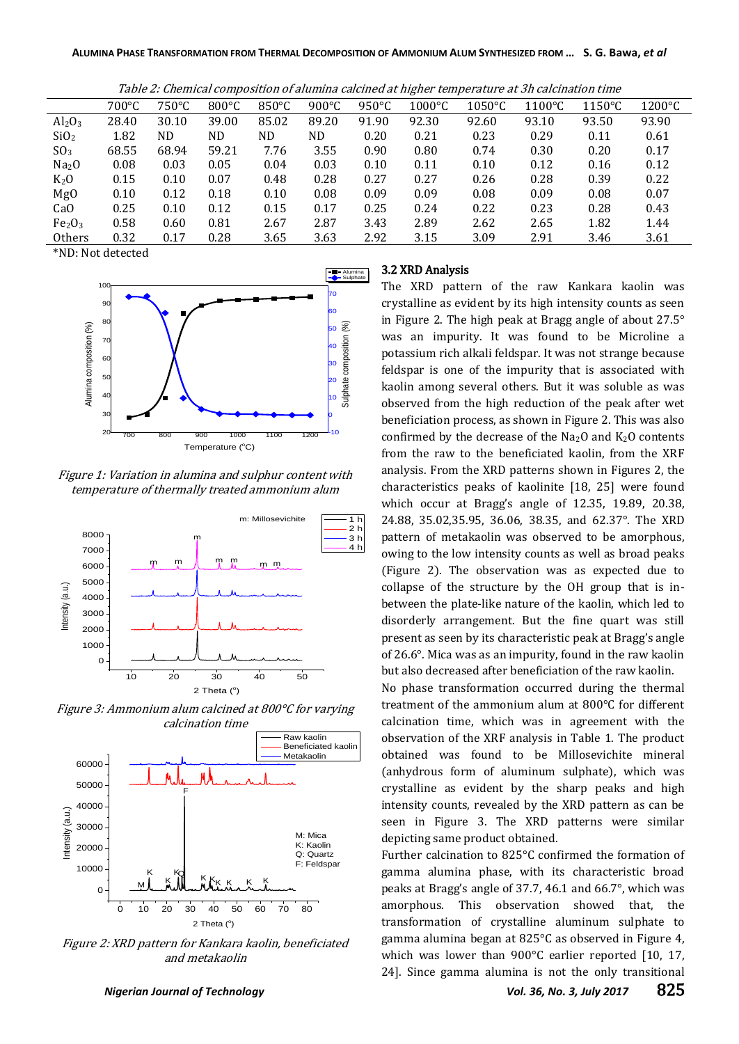*Table 2: Chemical composition of alumina calcined at higher temperature at 3h calcination time*

| | 700°C | 750°C | 800°C | 850°C | 900°C | 950°C | 1000°C | 1050°C | 1100°C | 1150°C | 1200°C |
|---|---|---|---|---|---|---|---|---|---|---|---|
| $Al_2O_3$ | 28.40 | 30.10 | 39.00 | 85.02 | 89.20 | 91.90 | 92.30 | 92.60 | 93.10 | 93.50 | 93.90 |
| $SiO_2$ | 1.82 | ND | ND | ND | ND | 0.20 | 0.21 | 0.23 | 0.29 | 0.11 | 0.61 |
| $SO_3$ | 68.55 | 68.94 | 59.21 | 7.76 | 3.55 | 0.90 | 0.80 | 0.74 | 0.30 | 0.20 | 0.17 |
| $Na_2O$ | 0.08 | 0.03 | 0.05 | 0.04 | 0.03 | 0.10 | 0.11 | 0.10 | 0.12 | 0.16 | 0.12 |
| $K_2O$ | 0.15 | 0.10 | 0.07 | 0.48 | 0.28 | 0.27 | 0.27 | 0.26 | 0.28 | 0.39 | 0.22 |
| MgO | 0.10 | 0.12 | 0.18 | 0.10 | 0.08 | 0.09 | 0.09 | 0.08 | 0.09 | 0.08 | 0.07 |
| CaO | 0.25 | 0.10 | 0.12 | 0.15 | 0.17 | 0.25 | 0.24 | 0.22 | 0.23 | 0.28 | 0.43 |
| $Fe_2O_3$ | 0.58 | 0.60 | 0.81 | 2.67 | 2.87 | 3.43 | 2.89 | 2.62 | 2.65 | 1.82 | 1.44 |
| Others | 0.32 | 0.17 | 0.28 | 3.65 | 3.63 | 2.92 | 3.15 | 3.09 | 2.91 | 3.46 | 3.61 |

*ND: Not detected

*Figure 1: Variation in alumina and sulphur content with temperature of thermally treated ammonium alum*

*Figure 3: Ammonium alum calcined at 800°C for varying calcination time*

*Figure 2: XRD pattern for Kankara kaolin, beneficiated and metakaolin*

### 3.2 XRD Analysis

The XRD pattern of the raw Kankara kaolin was crystalline as evident by its high intensity counts as seen in Figure 2. The high peak at Bragg angle of about 27.5° was an impurity. It was found to be Microline a potassium rich alkali feldspar. It was not strange because feldspar is one of the impurity that is associated with kaolin among several others. But it was soluble as was observed from the high reduction of the peak after wet beneficiation process, as shown in Figure 2. This was also confirmed by the decrease of the $Na_2O$ and $K_2O$ contents from the raw to the beneficiated kaolin, from the XRF analysis. From the XRD patterns shown in Figures 2, the characteristics peaks of kaolinite [18, 25] were found which occur at Bragg's angle of 12.35, 19.89, 20.38, 24.88, 35.02,35.95, 36.06, 38.35, and 62.37°. The XRD pattern of metakaolin was observed to be amorphous, owing to the low intensity counts as well as broad peaks (Figure 2). The observation was as expected due to collapse of the structure by the OH group that is in-between the plate-like nature of the kaolin, which led to disorderly arrangement. But the fine quart was still present as seen by its characteristic peak at Bragg's angle of 26.6°. Mica was as an impurity, found in the raw kaolin but also decreased after beneficiation of the raw kaolin.

No phase transformation occurred during the thermal treatment of the ammonium alum at 800°C for different calcination time, which was in agreement with the observation of the XRF analysis in Table 1. The product obtained was found to be Millosevichite mineral (anhydrous form of aluminum sulphate), which was crystalline as evident by the sharp peaks and high intensity counts, revealed by the XRD pattern as can be seen in Figure 3. The XRD patterns were similar depicting same product obtained.

Further calcination to 825°C confirmed the formation of gamma alumina phase, with its characteristic broad peaks at Bragg's angle of 37.7, 46.1 and 66.7°, which was amorphous. This observation showed that, the transformation of crystalline aluminum sulphate to gamma alumina began at 825°C as observed in Figure 4, which was lower than 900°C earlier reported [10, 17, 24]. Since gamma alumina is not the only transitional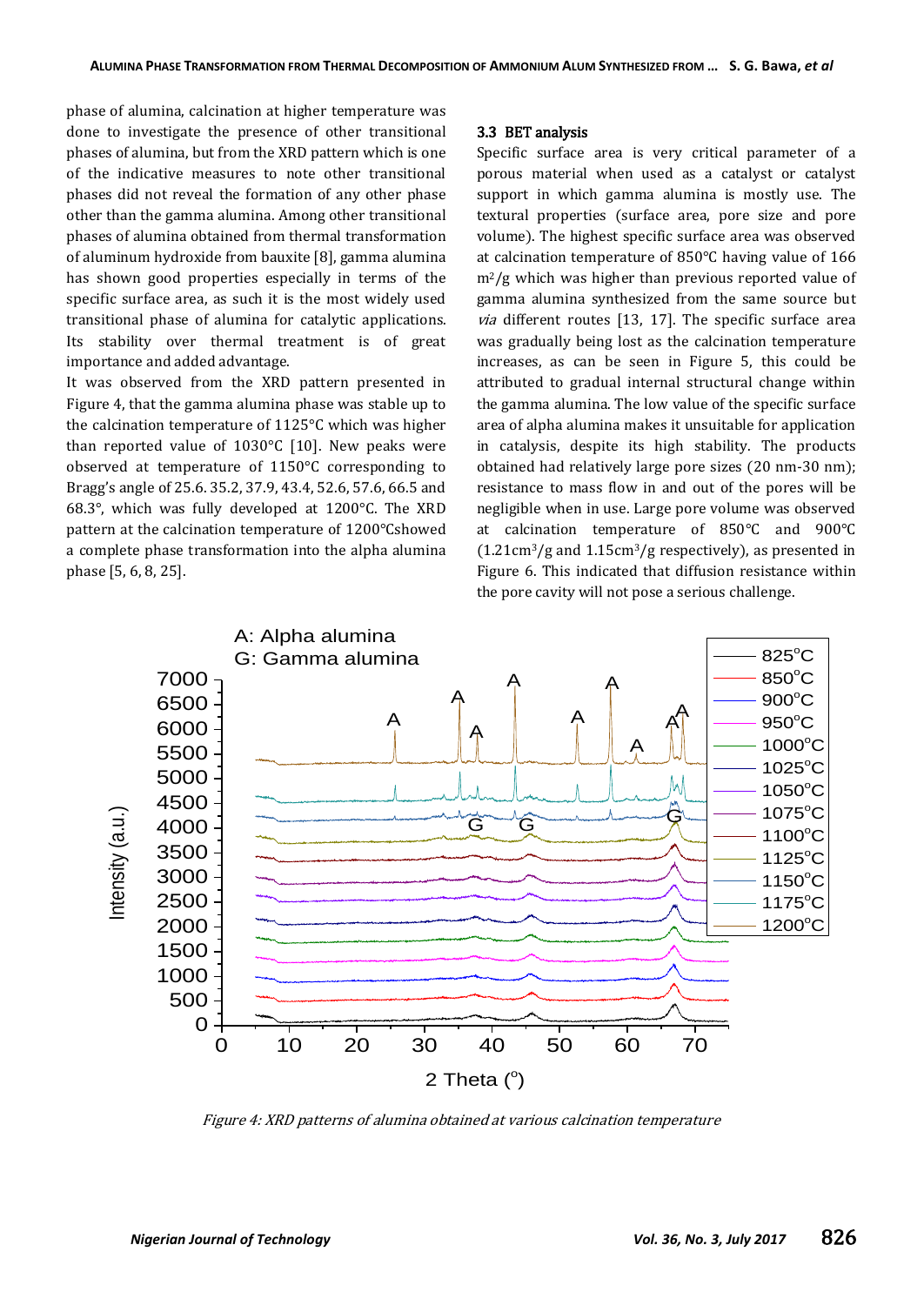phase of alumina, calcination at higher temperature was done to investigate the presence of other transitional phases of alumina, but from the XRD pattern which is one of the indicative measures to note other transitional phases did not reveal the formation of any other phase other than the gamma alumina. Among other transitional phases of alumina obtained from thermal transformation of aluminum hydroxide from bauxite [8], gamma alumina has shown good properties especially in terms of the specific surface area, as such it is the most widely used transitional phase of alumina for catalytic applications. Its stability over thermal treatment is of great importance and added advantage.

It was observed from the XRD pattern presented in Figure 4, that the gamma alumina phase was stable up to the calcination temperature of 1125°C which was higher than reported value of 1030°C [10]. New peaks were observed at temperature of 1150°C corresponding to Bragg's angle of 25.6. 35.2, 37.9, 43.4, 52.6, 57.6, 66.5 and 68.3°, which was fully developed at 1200°C. The XRD pattern at the calcination temperature of 1200°Cshowed a complete phase transformation into the alpha alumina phase [5, 6, 8, 25].

### 3.3 BET analysis

Specific surface area is very critical parameter of a porous material when used as a catalyst or catalyst support in which gamma alumina is mostly use. The textural properties (surface area, pore size and pore volume). The highest specific surface area was observed at calcination temperature of 850°C having value of 166 $m^2/g$ which was higher than previous reported value of gamma alumina synthesized from the same source but *via* different routes [13, 17]. The specific surface area was gradually being lost as the calcination temperature increases, as can be seen in Figure 5, this could be attributed to gradual internal structural change within the gamma alumina. The low value of the specific surface area of alpha alumina makes it unsuitable for application in catalysis, despite its high stability. The products obtained had relatively large pore sizes (20 nm-30 nm); resistance to mass flow in and out of the pores will be negligible when in use. Large pore volume was observed at calcination temperature of 850°C and 900°C ($1.21 cm^3/g$ and $1.15 cm^3/g$ respectively), as presented in Figure 6. This indicated that diffusion resistance within the pore cavity will not pose a serious challenge.

*Figure 4: XRD patterns of alumina obtained at various calcination temperature*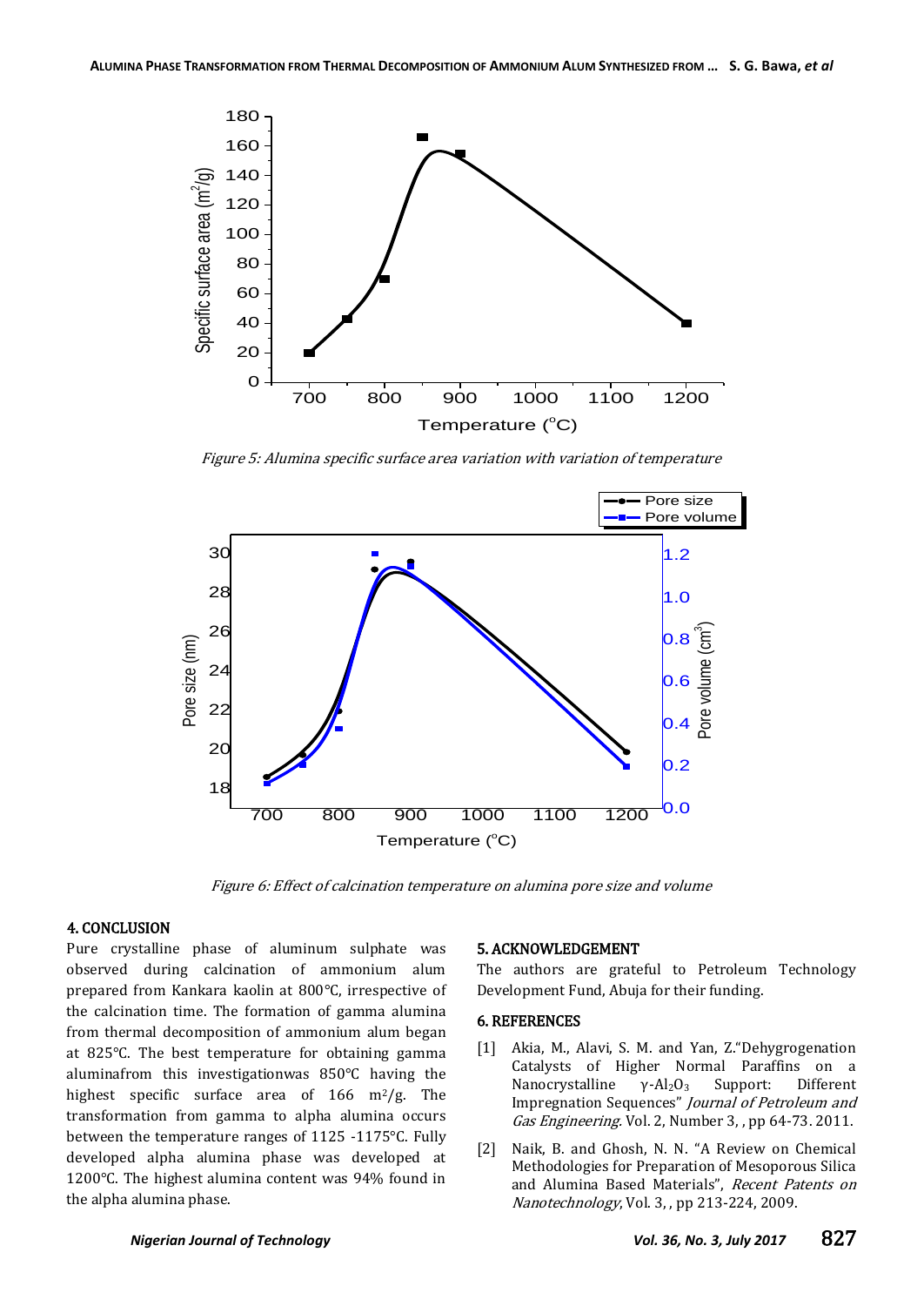Figure 5: Alumina specific surface area variation with variation of temperature

Figure 6: Effect of calcination temperature on alumina pore size and volume

## 4. CONCLUSION

Pure crystalline phase of aluminum sulphate was observed during calcination of ammonium alum prepared from Kankara kaolin at 800°C, irrespective of the calcination time. The formation of gamma alumina from thermal decomposition of ammonium alum began at 825°C. The best temperature for obtaining gamma aluminafrom this investigationwas 850°C having the highest specific surface area of 166 $m^2/g$. The transformation from gamma to alpha alumina occurs between the temperature ranges of 1125 -1175°C. Fully developed alpha alumina phase was developed at 1200°C. The highest alumina content was 94% found in the alpha alumina phase.

## 5. ACKNOWLEDGEMENT

The authors are grateful to Petroleum Technology Development Fund, Abuja for their funding.

## 6. REFERENCES

[1] Akia, M., Alavi, S. M. and Yan, Z."Dehygrogenation Catalysts of Higher Normal Paraffins on a Nanocrystalline $\gamma$-$Al_2O_3$ Support: Different Impregnation Sequences" *Journal of Petroleum and Gas Engineering*. Vol. 2, Number 3, , pp 64-73. 2011.

[2] Naik, B. and Ghosh, N. N. "A Review on Chemical Methodologies for Preparation of Mesoporous Silica and Alumina Based Materials", *Recent Patents on Nanotechnology*, Vol. 3, , pp 213-224, 2009.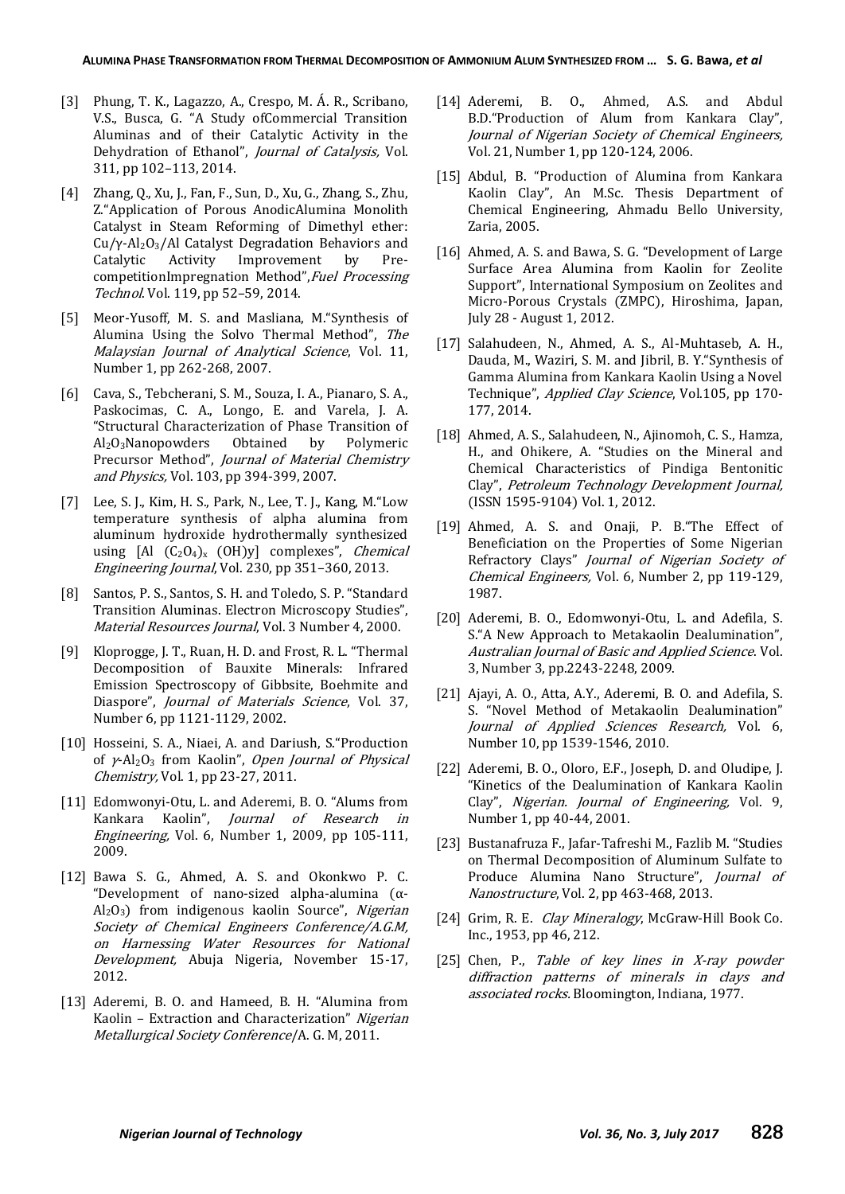[3] Phung, T. K., Lagazzo, A., Crespo, M. Á. R., Scribano, V.S., Busca, G. "A Study ofCommercial Transition Aluminas and of their Catalytic Activity in the Dehydration of Ethanol", *Journal of Catalysis,* Vol. 311, pp 102–113, 2014.

[4] Zhang, Q., Xu, J., Fan, F., Sun, D., Xu, G., Zhang, S., Zhu, Z."Application of Porous AnodicAlumina Monolith Catalyst in Steam Reforming of Dimethyl ether: Cu/γ-$Al_2O_3$/Al Catalyst Degradation Behaviors and Catalytic Activity Improvement by Pre-competitionImpregnation Method",*Fuel Processing Technol*. Vol. 119, pp 52–59, 2014.

[5] Meor-Yusoff, M. S. and Masliana, M."Synthesis of Alumina Using the Solvo Thermal Method", *The Malaysian Journal of Analytical Science*, Vol. 11, Number 1, pp 262-268, 2007.

[6] Cava, S., Tebcherani, S. M., Souza, I. A., Pianaro, S. A., Paskocimas, C. A., Longo, E. and Varela, J. A. "Structural Characterization of Phase Transition of $Al_2O_3$Nanopowders Obtained by Polymeric Precursor Method", *Journal of Material Chemistry and Physics,* Vol. 103, pp 394-399, 2007.

[7] Lee, S. J., Kim, H. S., Park, N., Lee, T. J., Kang, M."Low temperature synthesis of alpha alumina from aluminum hydroxide hydrothermally synthesized using [Al $(C_2O_4)_x$ (OH)y] complexes", *Chemical Engineering Journal*, Vol. 230, pp 351–360, 2013.

[8] Santos, P. S., Santos, S. H. and Toledo, S. P. "Standard Transition Aluminas. Electron Microscopy Studies", *Material Resources Journal*, Vol. 3 Number 4, 2000.

[9] Kloprogge, J. T., Ruan, H. D. and Frost, R. L. "Thermal Decomposition of Bauxite Minerals: Infrared Emission Spectroscopy of Gibbsite, Boehmite and Diaspore", *Journal of Materials Science*, Vol. 37, Number 6, pp 1121-1129, 2002.

[10] Hosseini, S. A., Niaei, A. and Dariush, S."Production of γ-$Al_2O_3$ from Kaolin", *Open Journal of Physical Chemistry,* Vol. 1, pp 23-27, 2011.

[11] Edomwonyi-Otu, L. and Aderemi, B. O. "Alums from Kankara Kaolin", *Journal of Research in Engineering,* Vol. 6, Number 1, 2009, pp 105-111, 2009.

[12] Bawa S. G., Ahmed, A. S. and Okonkwo P. C. "Development of nano-sized alpha-alumina (α-$Al_2O_3$) from indigenous kaolin Source", *Nigerian Society of Chemical Engineers Conference/A.G.M, on Harnessing Water Resources for National Development,* Abuja Nigeria, November 15-17, 2012.

[13] Aderemi, B. O. and Hameed, B. H. "Alumina from Kaolin – Extraction and Characterization" *Nigerian Metallurgical Society Conference*/A. G. M, 2011.

[14] Aderemi, B. O., Ahmed, A.S. and Abdul B.D."Production of Alum from Kankara Clay", *Journal of Nigerian Society of Chemical Engineers,* Vol. 21, Number 1, pp 120-124, 2006.

[15] Abdul, B. "Production of Alumina from Kankara Kaolin Clay", An M.Sc. Thesis Department of Chemical Engineering, Ahmadu Bello University, Zaria, 2005.

[16] Ahmed, A. S. and Bawa, S. G. "Development of Large Surface Area Alumina from Kaolin for Zeolite Support", International Symposium on Zeolites and Micro-Porous Crystals (ZMPC), Hiroshima, Japan, July 28 - August 1, 2012.

[17] Salahudeen, N., Ahmed, A. S., Al-Muhtaseb, A. H., Dauda, M., Waziri, S. M. and Jibril, B. Y."Synthesis of Gamma Alumina from Kankara Kaolin Using a Novel Technique", *Applied Clay Science*, Vol.105, pp 170-177, 2014.

[18] Ahmed, A. S., Salahudeen, N., Ajinomoh, C. S., Hamza, H., and Ohikere, A. "Studies on the Mineral and Chemical Characteristics of Pindiga Bentonitic Clay", *Petroleum Technology Development Journal,* (ISSN 1595-9104) Vol. 1, 2012.

[19] Ahmed, A. S. and Onaji, P. B."The Effect of Beneficiation on the Properties of Some Nigerian Refractory Clays" *Journal of Nigerian Society of Chemical Engineers,* Vol. 6, Number 2, pp 119-129, 1987.

[20] Aderemi, B. O., Edomwonyi-Otu, L. and Adefila, S. S."A New Approach to Metakaolin Dealumination", *Australian Journal of Basic and Applied Science*. Vol. 3, Number 3, pp.2243-2248, 2009.

[21] Ajayi, A. O., Atta, A.Y., Aderemi, B. O. and Adefila, S. S. "Novel Method of Metakaolin Dealumination" *Journal of Applied Sciences Research,* Vol. 6, Number 10, pp 1539-1546, 2010.

[22] Aderemi, B. O., Oloro, E.F., Joseph, D. and Oludipe, J. "Kinetics of the Dealumination of Kankara Kaolin Clay", *Nigerian. Journal of Engineering,* Vol. 9, Number 1, pp 40-44, 2001.

[23] Bustanafruza F., Jafar-Tafreshi M., Fazlib M. "Studies on Thermal Decomposition of Aluminum Sulfate to Produce Alumina Nano Structure", *Journal of Nanostructure*, Vol. 2, pp 463-468, 2013.

[24] Grim, R. E. *Clay Mineralogy*, McGraw-Hill Book Co. Inc., 1953, pp 46, 212.

[25] Chen, P., *Table of key lines in X-ray powder diffraction patterns of minerals in clays and associated rocks.* Bloomington, Indiana, 1977.